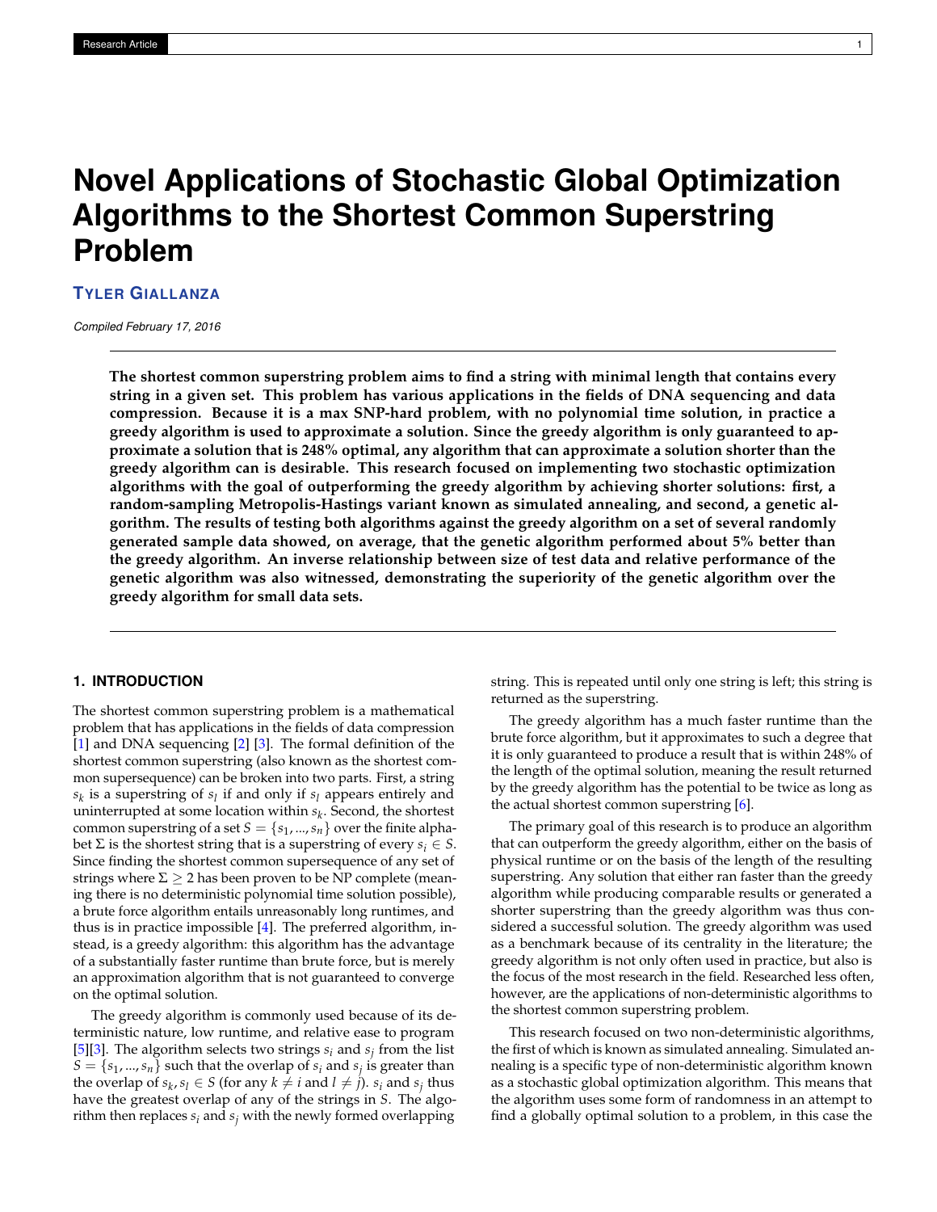# Novel Applications of Stochastic Global Optimization Algorithms to the Shortest Common Superstring Problem

**TYLER GIALLANZA**

*Compiled February 17, 2016*

**The shortest common superstring problem aims to find a string with minimal length that contains every string in a given set. This problem has various applications in the fields of DNA sequencing and data compression. Because it is a max SNP-hard problem, with no polynomial time solution, in practice a greedy algorithm is used to approximate a solution. Since the greedy algorithm is only guaranteed to approximate a solution that is 248% optimal, any algorithm that can approximate a solution shorter than the greedy algorithm can is desirable. This research focused on implementing two stochastic optimization algorithms with the goal of outperforming the greedy algorithm by achieving shorter solutions: first, a random-sampling Metropolis-Hastings variant known as simulated annealing, and second, a genetic algorithm. The results of testing both algorithms against the greedy algorithm on a set of several randomly generated sample data showed, on average, that the genetic algorithm performed about 5% better than the greedy algorithm. An inverse relationship between size of test data and relative performance of the genetic algorithm was also witnessed, demonstrating the superiority of the genetic algorithm over the greedy algorithm for small data sets.**

## 1. INTRODUCTION

The shortest common superstring problem is a mathematical problem that has applications in the fields of data compression [1] and DNA sequencing [2] [3]. The formal definition of the shortest common superstring (also known as the shortest common supersequence) can be broken into two parts. First, a string $s_k$ is a superstring of $s_l$ if and only if $s_l$ appears entirely and uninterrupted at some location within $s_k$. Second, the shortest common superstring of a set $S = \{s_1, ..., s_n\}$ over the finite alphabet $\Sigma$ is the shortest string that is a superstring of every $s_i \in S$. Since finding the shortest common supersequence of any set of strings where $\Sigma \geq 2$ has been proven to be NP complete (meaning there is no deterministic polynomial time solution possible), a brute force algorithm entails unreasonably long runtimes, and thus is in practice impossible [4]. The preferred algorithm, instead, is a greedy algorithm: this algorithm has the advantage of a substantially faster runtime than brute force, but is merely an approximation algorithm that is not guaranteed to converge on the optimal solution.

The greedy algorithm is commonly used because of its deterministic nature, low runtime, and relative ease to program [5][3]. The algorithm selects two strings $s_i$ and $s_j$ from the list $S = \{s_1, ..., s_n\}$ such that the overlap of $s_i$ and $s_j$ is greater than the overlap of $s_k, s_l \in S$ (for any $k \neq i$ and $l \neq j$). $s_i$ and $s_j$ thus have the greatest overlap of any of the strings in $S$. The algorithm then replaces $s_i$ and $s_j$ with the newly formed overlapping string. This is repeated until only one string is left; this string is returned as the superstring.

The greedy algorithm has a much faster runtime than the brute force algorithm, but it approximates to such a degree that it is only guaranteed to produce a result that is within 248% of the length of the optimal solution, meaning the result returned by the greedy algorithm has the potential to be twice as long as the actual shortest common superstring [6].

The primary goal of this research is to produce an algorithm that can outperform the greedy algorithm, either on the basis of physical runtime or on the basis of the length of the resulting superstring. Any solution that either ran faster than the greedy algorithm while producing comparable results or generated a shorter superstring than the greedy algorithm was thus considered a successful solution. The greedy algorithm was used as a benchmark because of its centrality in the literature; the greedy algorithm is not only often used in practice, but also is the focus of the most research in the field. Researched less often, however, are the applications of non-deterministic algorithms to the shortest common superstring problem.

This research focused on two non-deterministic algorithms, the first of which is known as simulated annealing. Simulated annealing is a specific type of non-deterministic algorithm known as a stochastic global optimization algorithm. This means that the algorithm uses some form of randomness in an attempt to find a globally optimal solution to a problem, in this case the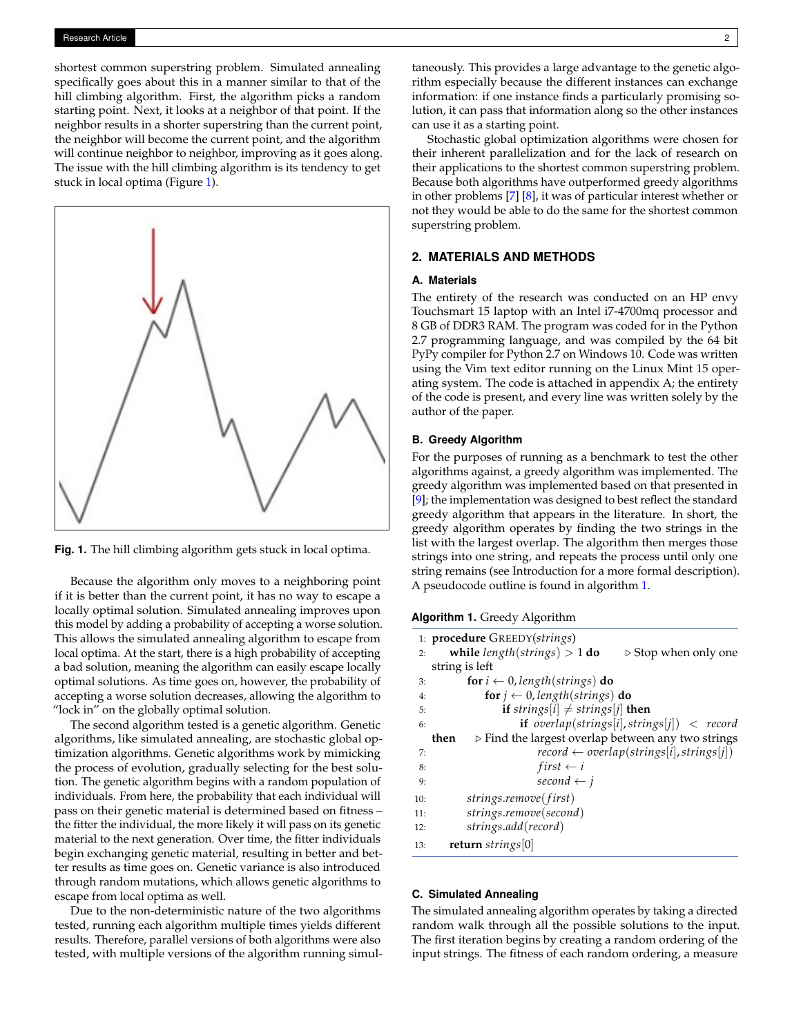shortest common superstring problem. Simulated annealing specifically goes about this in a manner similar to that of the hill climbing algorithm. First, the algorithm picks a random starting point. Next, it looks at a neighbor of that point. If the neighbor results in a shorter superstring than the current point, the neighbor will become the current point, and the algorithm will continue neighbor to neighbor, improving as it goes along. The issue with the hill climbing algorithm is its tendency to get stuck in local optima (Figure 1).

**Fig. 1.** The hill climbing algorithm gets stuck in local optima.

Because the algorithm only moves to a neighboring point if it is better than the current point, it has no way to escape a locally optimal solution. Simulated annealing improves upon this model by adding a probability of accepting a worse solution. This allows the simulated annealing algorithm to escape from local optima. At the start, there is a high probability of accepting a bad solution, meaning the algorithm can easily escape locally optimal solutions. As time goes on, however, the probability of accepting a worse solution decreases, allowing the algorithm to "lock in" on the globally optimal solution.

The second algorithm tested is a genetic algorithm. Genetic algorithms, like simulated annealing, are stochastic global optimization algorithms. Genetic algorithms work by mimicking the process of evolution, gradually selecting for the best solution. The genetic algorithm begins with a random population of individuals. From here, the probability that each individual will pass on their genetic material is determined based on fitness – the fitter the individual, the more likely it will pass on its genetic material to the next generation. Over time, the fitter individuals begin exchanging genetic material, resulting in better and better results as time goes on. Genetic variance is also introduced through random mutations, which allows genetic algorithms to escape from local optima as well.

Due to the non-deterministic nature of the two algorithms tested, running each algorithm multiple times yields different results. Therefore, parallel versions of both algorithms were also tested, with multiple versions of the algorithm running simultaneously. This provides a large advantage to the genetic algorithm especially because the different instances can exchange information: if one instance finds a particularly promising solution, it can pass that information along so the other instances can use it as a starting point.

Stochastic global optimization algorithms were chosen for their inherent parallelization and for the lack of research on their applications to the shortest common superstring problem. Because both algorithms have outperformed greedy algorithms in other problems [7] [8], it was of particular interest whether or not they would be able to do the same for the shortest common superstring problem.

## 2. MATERIALS AND METHODS

### A. Materials

The entirety of the research was conducted on an HP envy Touchsmart 15 laptop with an Intel i7-4700mq processor and 8 GB of DDR3 RAM. The program was coded for in the Python 2.7 programming language, and was compiled by the 64 bit PyPy compiler for Python 2.7 on Windows 10. Code was written using the Vim text editor running on the Linux Mint 15 operating system. The code is attached in appendix A; the entirety of the code is present, and every line was written solely by the author of the paper.

### B. Greedy Algorithm

For the purposes of running as a benchmark to test the other algorithms against, a greedy algorithm was implemented. The greedy algorithm was implemented based on that presented in [9]; the implementation was designed to best reflect the standard greedy algorithm that appears in the literature. In short, the greedy algorithm operates by finding the two strings in the list with the largest overlap. The algorithm then merges those strings into one string, and repeats the process until only one string remains (see Introduction for a more formal description). A pseudocode outline is found in algorithm 1.

**Algorithm 1.** Greedy Algorithm

```
1:  procedure GREEDY(strings)
2:      while length(strings) > 1 do          ▷ Stop when only one string is left
3:          for i ← 0, length(strings) do
4:              for j ← 0, length(strings) do
5:                  if strings[i] ≠ strings[j] then
6:                      if overlap(strings[i], strings[j]) < record then   ▷ Find the largest overlap between any two strings
7:                          record ← overlap(strings[i], strings[j])
8:                          first ← i
9:                          second ← j
10:         strings.remove(first)
11:         strings.remove(second)
12:         strings.add(record)
13:     return strings[0]
```

### C. Simulated Annealing

The simulated annealing algorithm operates by taking a directed random walk through all the possible solutions to the input. The first iteration begins by creating a random ordering of the input strings. The fitness of each random ordering, a measure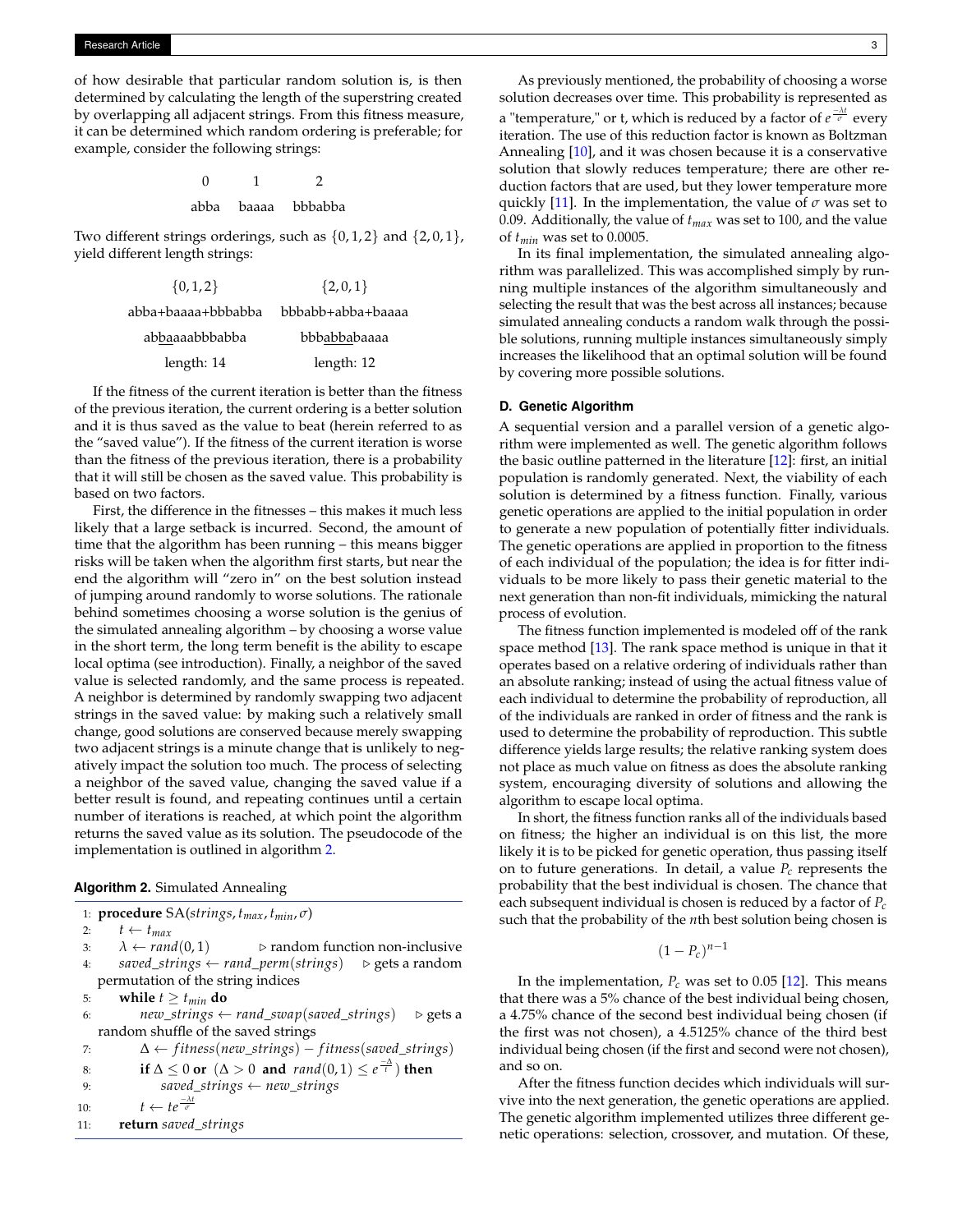of how desirable that particular random solution is, is then determined by calculating the length of the superstring created by overlapping all adjacent strings. From this fitness measure, it can be determined which random ordering is preferable; for example, consider the following strings:

| 0 | 1 | 2 |
|---|---|---|
| abba | baaaa | bbbabba |

Two different strings orderings, such as $\{0, 1, 2\}$ and $\{2, 0, 1\}$, yield different length strings:

| $\{0, 1, 2\}$ | $\{2, 0, 1\}$ |
|---|---|
| abba+baaaa+bbbabba | bbbabb+abba+baaaa |
| ab<u>ba</u>aaabbbabba | bbb<u>abba</u>baaaa |
| length: 14 | length: 12 |

If the fitness of the current iteration is better than the fitness of the previous iteration, the current ordering is a better solution and it is thus saved as the value to beat (herein referred to as the "saved value"). If the fitness of the current iteration is worse than the fitness of the previous iteration, there is a probability that it will still be chosen as the saved value. This probability is based on two factors.

First, the difference in the fitnesses – this makes it much less likely that a large setback is incurred. Second, the amount of time that the algorithm has been running – this means bigger risks will be taken when the algorithm first starts, but near the end the algorithm will "zero in" on the best solution instead of jumping around randomly to worse solutions. The rationale behind sometimes choosing a worse solution is the genius of the simulated annealing algorithm – by choosing a worse value in the short term, the long term benefit is the ability to escape local optima (see introduction). Finally, a neighbor of the saved value is selected randomly, and the same process is repeated. A neighbor is determined by randomly swapping two adjacent strings in the saved value: by making such a relatively small change, good solutions are conserved because merely swapping two adjacent strings is a minute change that is unlikely to negatively impact the solution too much. The process of selecting a neighbor of the saved value, changing the saved value if a better result is found, and repeating continues until a certain number of iterations is reached, at which point the algorithm returns the saved value as its solution. The pseudocode of the implementation is outlined in algorithm 2.

**Algorithm 2.** Simulated Annealing

```
1:  procedure SA(strings, t_max, t_min, σ)
2:      t ← t_max
3:      λ ← rand(0, 1)                          ▷ random function non-inclusive
4:      saved_strings ← rand_perm(strings)      ▷ gets a random permutation of the string indices
5:      while t ≥ t_min do
6:          new_strings ← rand_swap(saved_strings)   ▷ gets a random shuffle of the saved strings
7:          Δ ← fitness(new_strings) − fitness(saved_strings)
8:          if Δ ≤ 0 or (Δ > 0 and rand(0, 1) ≤ e^(−Δ/t)) then
9:              saved_strings ← new_strings
10:         t ← t·e^(−λt/σ)
11:     return saved_strings
```

As previously mentioned, the probability of choosing a worse solution decreases over time. This probability is represented as a "temperature," or t, which is reduced by a factor of $e^{\frac{-\lambda t}{\sigma}}$ every iteration. The use of this reduction factor is known as Boltzman Annealing [10], and it was chosen because it is a conservative solution that slowly reduces temperature; there are other reduction factors that are used, but they lower temperature more quickly [11]. In the implementation, the value of $\sigma$ was set to 0.09. Additionally, the value of $t_{max}$ was set to 100, and the value of $t_{min}$ was set to 0.0005.

In its final implementation, the simulated annealing algorithm was parallelized. This was accomplished simply by running multiple instances of the algorithm simultaneously and selecting the result that was the best across all instances; because simulated annealing conducts a random walk through the possible solutions, running multiple instances simultaneously simply increases the likelihood that an optimal solution will be found by covering more possible solutions.

### D. Genetic Algorithm

A sequential version and a parallel version of a genetic algorithm were implemented as well. The genetic algorithm follows the basic outline patterned in the literature [12]: first, an initial population is randomly generated. Next, the viability of each solution is determined by a fitness function. Finally, various genetic operations are applied to the initial population in order to generate a new population of potentially fitter individuals. The genetic operations are applied in proportion to the fitness of each individual of the population; the idea is for fitter individuals to be more likely to pass their genetic material to the next generation than non-fit individuals, mimicking the natural process of evolution.

The fitness function implemented is modeled off of the rank space method [13]. The rank space method is unique in that it operates based on a relative ordering of individuals rather than an absolute ranking; instead of using the actual fitness value of each individual to determine the probability of reproduction, all of the individuals are ranked in order of fitness and the rank is used to determine the probability of reproduction. This subtle difference yields large results; the relative ranking system does not place as much value on fitness as does the absolute ranking system, encouraging diversity of solutions and allowing the algorithm to escape local optima.

In short, the fitness function ranks all of the individuals based on fitness; the higher an individual is on this list, the more likely it is to be picked for genetic operation, thus passing itself on to future generations. In detail, a value $P_c$ represents the probability that the best individual is chosen. The chance that each subsequent individual is chosen is reduced by a factor of $P_c$ such that the probability of the $n$th best solution being chosen is

$$(1 - P_c)^{n-1}$$

In the implementation, $P_c$ was set to 0.05 [12]. This means that there was a 5% chance of the best individual being chosen, a 4.75% chance of the second best individual being chosen (if the first was not chosen), a 4.5125% chance of the third best individual being chosen (if the first and second were not chosen), and so on.

After the fitness function decides which individuals will survive into the next generation, the genetic operations are applied. The genetic algorithm implemented utilizes three different genetic operations: selection, crossover, and mutation. Of these,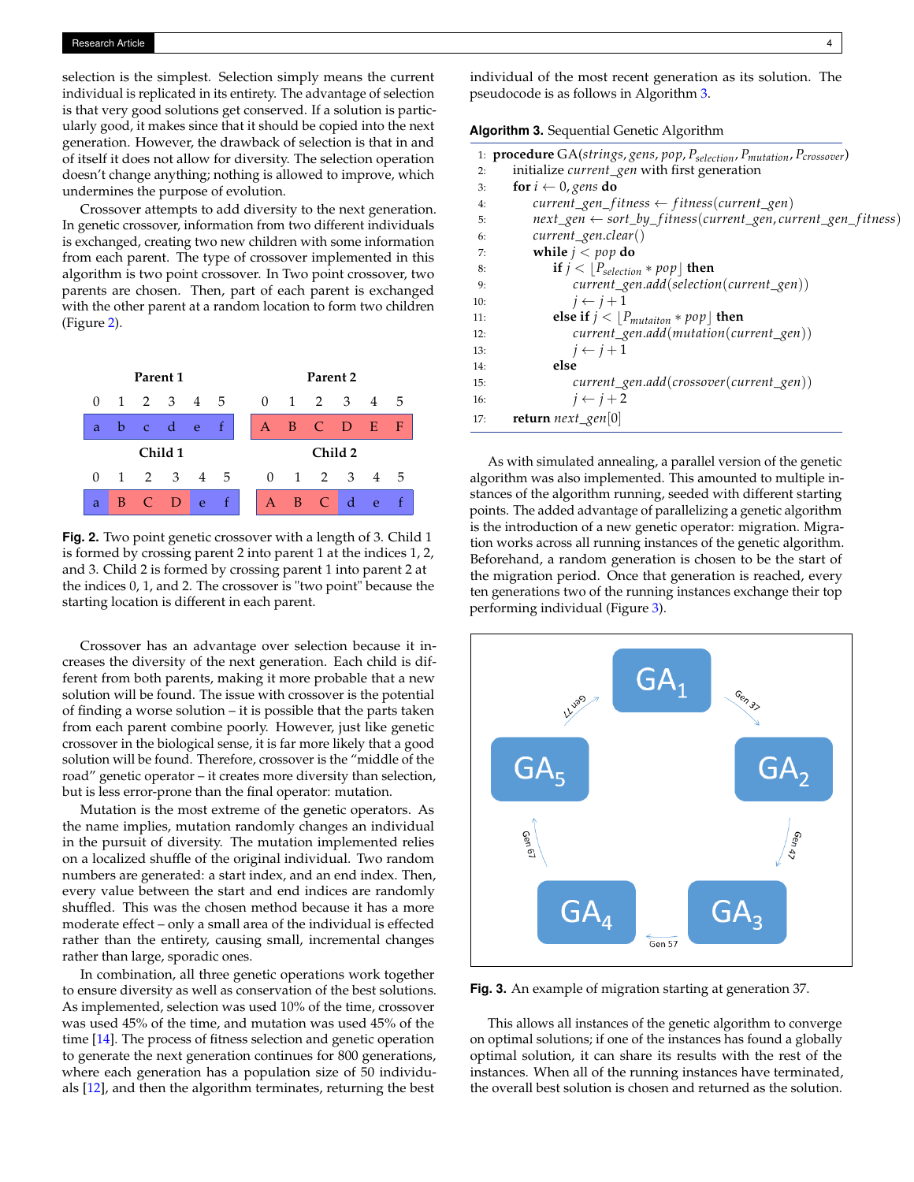selection is the simplest. Selection simply means the current individual is replicated in its entirety. The advantage of selection is that very good solutions get conserved. If a solution is particularly good, it makes since that it should be copied into the next generation. However, the drawback of selection is that in and of itself it does not allow for diversity. The selection operation doesn't change anything; nothing is allowed to improve, which undermines the purpose of evolution.

Crossover attempts to add diversity to the next generation. In genetic crossover, information from two different individuals is exchanged, creating two new children with some information from each parent. The type of crossover implemented in this algorithm is two point crossover. In Two point crossover, two parents are chosen. Then, part of each parent is exchanged with the other parent at a random location to form two children (Figure 2).

**Parent 1**

| 0 | 1 | 2 | 3 | 4 | 5 |
|---|---|---|---|---|---|
| a | b | c | d | e | f |

**Parent 2**

| 0 | 1 | 2 | 3 | 4 | 5 |
|---|---|---|---|---|---|
| A | B | C | D | E | F |

**Child 1**

| 0 | 1 | 2 | 3 | 4 | 5 |
|---|---|---|---|---|---|
| a | B | C | D | e | f |

**Child 2**

| 0 | 1 | 2 | 3 | 4 | 5 |
|---|---|---|---|---|---|
| A | B | C | d | e | f |

**Fig. 2.** Two point genetic crossover with a length of 3. Child 1 is formed by crossing parent 2 into parent 1 at the indices 1, 2, and 3. Child 2 is formed by crossing parent 1 into parent 2 at the indices 0, 1, and 2. The crossover is "two point" because the starting location is different in each parent.

Crossover has an advantage over selection because it increases the diversity of the next generation. Each child is different from both parents, making it more probable that a new solution will be found. The issue with crossover is the potential of finding a worse solution – it is possible that the parts taken from each parent combine poorly. However, just like genetic crossover in the biological sense, it is far more likely that a good solution will be found. Therefore, crossover is the "middle of the road" genetic operator – it creates more diversity than selection, but is less error-prone than the final operator: mutation.

Mutation is the most extreme of the genetic operators. As the name implies, mutation randomly changes an individual in the pursuit of diversity. The mutation implemented relies on a localized shuffle of the original individual. Two random numbers are generated: a start index, and an end index. Then, every value between the start and end indices are randomly shuffled. This was the chosen method because it has a more moderate effect – only a small area of the individual is effected rather than the entirety, causing small, incremental changes rather than large, sporadic ones.

In combination, all three genetic operations work together to ensure diversity as well as conservation of the best solutions. As implemented, selection was used 10% of the time, crossover was used 45% of the time, and mutation was used 45% of the time [14]. The process of fitness selection and genetic operation to generate the next generation continues for 800 generations, where each generation has a population size of 50 individuals [12], and then the algorithm terminates, returning the best individual of the most recent generation as its solution. The pseudocode is as follows in Algorithm 3.

**Algorithm 3.** Sequential Genetic Algorithm

```
1:  procedure GA(strings, gens, pop, P_selection, P_mutation, P_crossover)
2:      initialize current_gen with first generation
3:      for i ← 0, gens do
4:          current_gen_fitness ← fitness(current_gen)
5:          next_gen ← sort_by_fitness(current_gen, current_gen_fitness)
6:          current_gen.clear()
7:          while j < pop do
8:              if j < ⌊P_selection * pop⌋ then
9:                  current_gen.add(selection(current_gen))
10:                 j ← j + 1
11:             else if j < ⌊P_mutaiton * pop⌋ then
12:                 current_gen.add(mutation(current_gen))
13:                 j ← j + 1
14:             else
15:                 current_gen.add(crossover(current_gen))
16:                 j ← j + 2
17:     return next_gen[0]
```

As with simulated annealing, a parallel version of the genetic algorithm was also implemented. This amounted to multiple instances of the algorithm running, seeded with different starting points. The added advantage of parallelizing a genetic algorithm is the introduction of a new genetic operator: migration. Migration works across all running instances of the genetic algorithm. Beforehand, a random generation is chosen to be the start of the migration period. Once that generation is reached, every ten generations two of the running instances exchange their top performing individual (Figure 3).

**Fig. 3.** An example of migration starting at generation 37.

This allows all instances of the genetic algorithm to converge on optimal solutions; if one of the instances has found a globally optimal solution, it can share its results with the rest of the instances. When all of the running instances have terminated, the overall best solution is chosen and returned as the solution.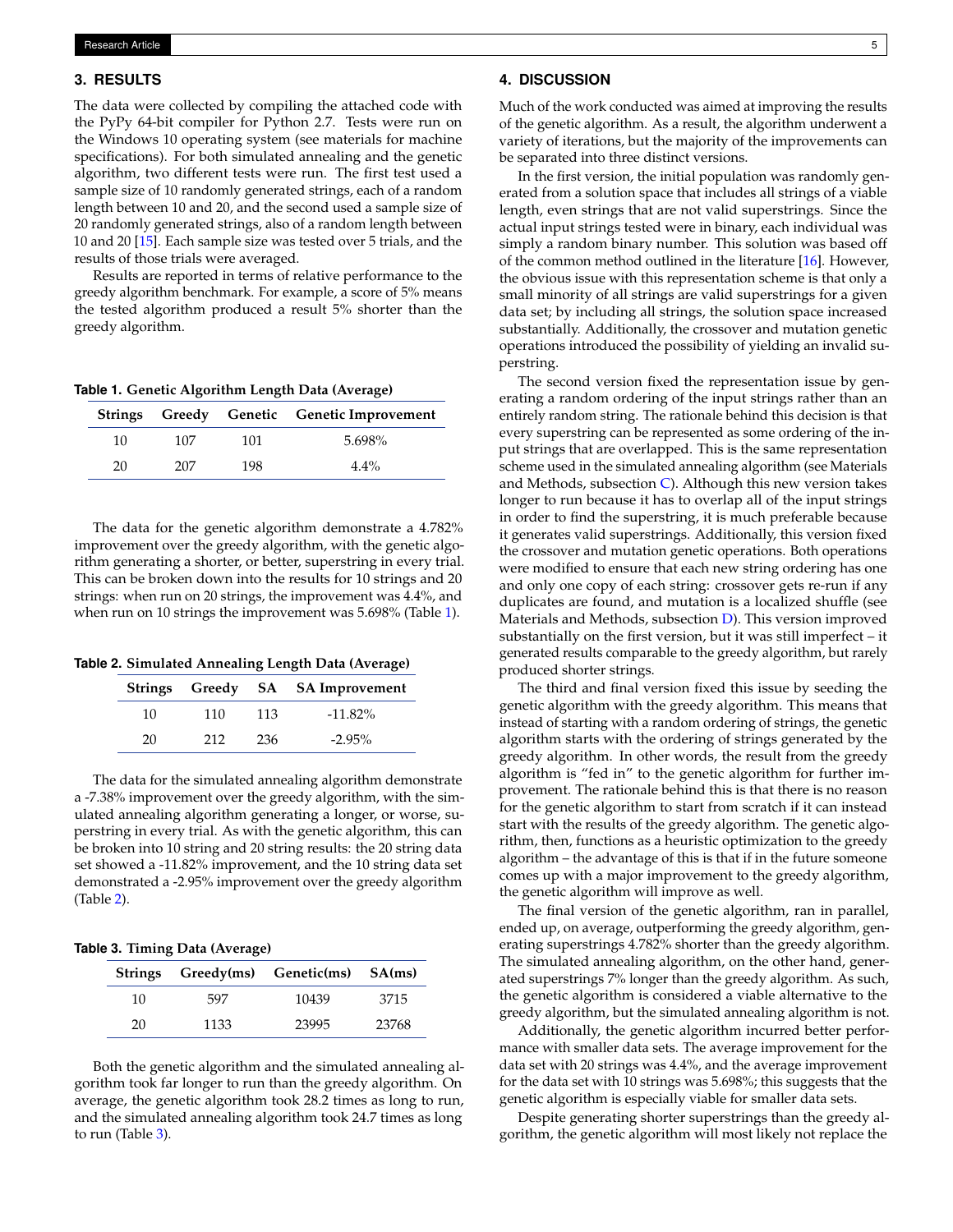## 3. RESULTS

The data were collected by compiling the attached code with the PyPy 64-bit compiler for Python 2.7. Tests were run on the Windows 10 operating system (see materials for machine specifications). For both simulated annealing and the genetic algorithm, two different tests were run. The first test used a sample size of 10 randomly generated strings, each of a random length between 10 and 20, and the second used a sample size of 20 randomly generated strings, also of a random length between 10 and 20 [15]. Each sample size was tested over 5 trials, and the results of those trials were averaged.

Results are reported in terms of relative performance to the greedy algorithm benchmark. For example, a score of 5% means the tested algorithm produced a result 5% shorter than the greedy algorithm.

**Table 1. Genetic Algorithm Length Data (Average)**

| Strings | Greedy | Genetic | Genetic Improvement |
|---|---|---|---|
| 10 | 107 | 101 | 5.698% |
| 20 | 207 | 198 | 4.4% |

The data for the genetic algorithm demonstrate a 4.782% improvement over the greedy algorithm, with the genetic algorithm generating a shorter, or better, superstring in every trial. This can be broken down into the results for 10 strings and 20 strings: when run on 20 strings, the improvement was 4.4%, and when run on 10 strings the improvement was 5.698% (Table 1).

**Table 2. Simulated Annealing Length Data (Average)**

| Strings | Greedy | SA | SA Improvement |
|---|---|---|---|
| 10 | 110 | 113 | -11.82% |
| 20 | 212 | 236 | -2.95% |

The data for the simulated annealing algorithm demonstrate a -7.38% improvement over the greedy algorithm, with the simulated annealing algorithm generating a longer, or worse, superstring in every trial. As with the genetic algorithm, this can be broken into 10 string and 20 string results: the 20 string data set showed a -11.82% improvement, and the 10 string data set demonstrated a -2.95% improvement over the greedy algorithm (Table 2).

**Table 3. Timing Data (Average)**

| Strings | Greedy(ms) | Genetic(ms) | SA(ms) |
|---|---|---|---|
| 10 | 597 | 10439 | 3715 |
| 20 | 1133 | 23995 | 23768 |

Both the genetic algorithm and the simulated annealing algorithm took far longer to run than the greedy algorithm. On average, the genetic algorithm took 28.2 times as long to run, and the simulated annealing algorithm took 24.7 times as long to run (Table 3).

## 4. DISCUSSION

Much of the work conducted was aimed at improving the results of the genetic algorithm. As a result, the algorithm underwent a variety of iterations, but the majority of the improvements can be separated into three distinct versions.

In the first version, the initial population was randomly generated from a solution space that includes all strings of a viable length, even strings that are not valid superstrings. Since the actual input strings tested were in binary, each individual was simply a random binary number. This solution was based off of the common method outlined in the literature [16]. However, the obvious issue with this representation scheme is that only a small minority of all strings are valid superstrings for a given data set; by including all strings, the solution space increased substantially. Additionally, the crossover and mutation genetic operations introduced the possibility of yielding an invalid superstring.

The second version fixed the representation issue by generating a random ordering of the input strings rather than an entirely random string. The rationale behind this decision is that every superstring can be represented as some ordering of the input strings that are overlapped. This is the same representation scheme used in the simulated annealing algorithm (see Materials and Methods, subsection C). Although this new version takes longer to run because it has to overlap all of the input strings in order to find the superstring, it is much preferable because it generates valid superstrings. Additionally, this version fixed the crossover and mutation genetic operations. Both operations were modified to ensure that each new string ordering has one and only one copy of each string: crossover gets re-run if any duplicates are found, and mutation is a localized shuffle (see Materials and Methods, subsection D). This version improved substantially on the first version, but it was still imperfect – it generated results comparable to the greedy algorithm, but rarely produced shorter strings.

The third and final version fixed this issue by seeding the genetic algorithm with the greedy algorithm. This means that instead of starting with a random ordering of strings, the genetic algorithm starts with the ordering of strings generated by the greedy algorithm. In other words, the result from the greedy algorithm is "fed in" to the genetic algorithm for further improvement. The rationale behind this is that there is no reason for the genetic algorithm to start from scratch if it can instead start with the results of the greedy algorithm. The genetic algorithm, then, functions as a heuristic optimization to the greedy algorithm – the advantage of this is that if in the future someone comes up with a major improvement to the greedy algorithm, the genetic algorithm will improve as well.

The final version of the genetic algorithm, ran in parallel, ended up, on average, outperforming the greedy algorithm, generating superstrings 4.782% shorter than the greedy algorithm. The simulated annealing algorithm, on the other hand, generated superstrings 7% longer than the greedy algorithm. As such, the genetic algorithm is considered a viable alternative to the greedy algorithm, but the simulated annealing algorithm is not.

Additionally, the genetic algorithm incurred better performance with smaller data sets. The average improvement for the data set with 20 strings was 4.4%, and the average improvement for the data set with 10 strings was 5.698%; this suggests that the genetic algorithm is especially viable for smaller data sets.

Despite generating shorter superstrings than the greedy algorithm, the genetic algorithm will most likely not replace the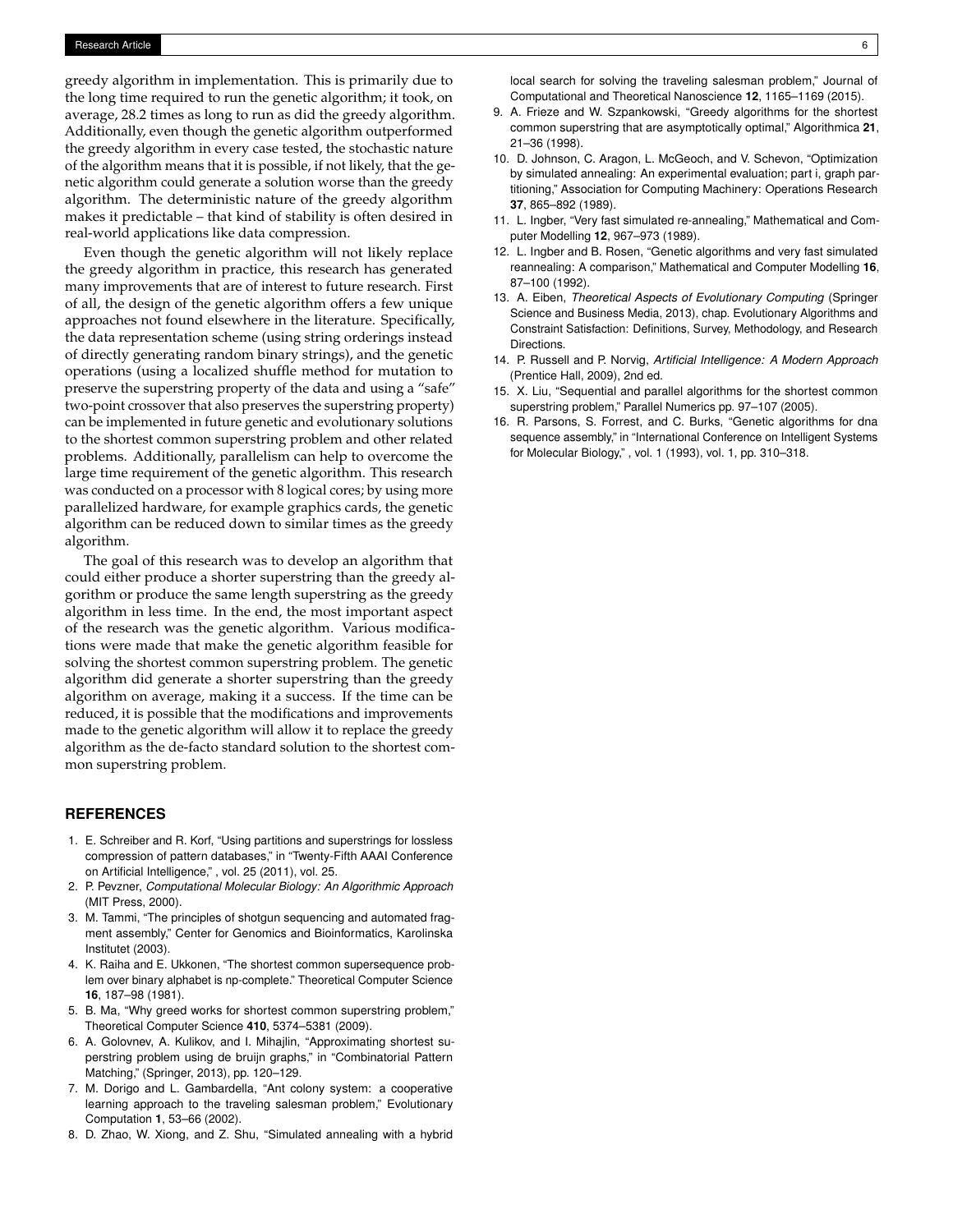greedy algorithm in implementation. This is primarily due to the long time required to run the genetic algorithm; it took, on average, 28.2 times as long to run as did the greedy algorithm. Additionally, even though the genetic algorithm outperformed the greedy algorithm in every case tested, the stochastic nature of the algorithm means that it is possible, if not likely, that the genetic algorithm could generate a solution worse than the greedy algorithm. The deterministic nature of the greedy algorithm makes it predictable – that kind of stability is often desired in real-world applications like data compression.

Even though the genetic algorithm will not likely replace the greedy algorithm in practice, this research has generated many improvements that are of interest to future research. First of all, the design of the genetic algorithm offers a few unique approaches not found elsewhere in the literature. Specifically, the data representation scheme (using string orderings instead of directly generating random binary strings), and the genetic operations (using a localized shuffle method for mutation to preserve the superstring property of the data and using a "safe" two-point crossover that also preserves the superstring property) can be implemented in future genetic and evolutionary solutions to the shortest common superstring problem and other related problems. Additionally, parallelism can help to overcome the large time requirement of the genetic algorithm. This research was conducted on a processor with 8 logical cores; by using more parallelized hardware, for example graphics cards, the genetic algorithm can be reduced down to similar times as the greedy algorithm.

The goal of this research was to develop an algorithm that could either produce a shorter superstring than the greedy algorithm or produce the same length superstring as the greedy algorithm in less time. In the end, the most important aspect of the research was the genetic algorithm. Various modifications were made that make the genetic algorithm feasible for solving the shortest common superstring problem. The genetic algorithm did generate a shorter superstring than the greedy algorithm on average, making it a success. If the time can be reduced, it is possible that the modifications and improvements made to the genetic algorithm will allow it to replace the greedy algorithm as the de-facto standard solution to the shortest common superstring problem.

## REFERENCES

1. E. Schreiber and R. Korf, "Using partitions and superstrings for lossless compression of pattern databases," in "Twenty-Fifth AAAI Conference on Artificial Intelligence," , vol. 25 (2011), vol. 25.
2. P. Pevzner, *Computational Molecular Biology: An Algorithmic Approach* (MIT Press, 2000).
3. M. Tammi, "The principles of shotgun sequencing and automated fragment assembly," Center for Genomics and Bioinformatics, Karolinska Institutet (2003).
4. K. Raiha and E. Ukkonen, "The shortest common supersequence problem over binary alphabet is np-complete." Theoretical Computer Science **16**, 187–98 (1981).
5. B. Ma, "Why greed works for shortest common superstring problem," Theoretical Computer Science **410**, 5374–5381 (2009).
6. A. Golovnev, A. Kulikov, and I. Mihajlin, "Approximating shortest superstring problem using de bruijn graphs," in "Combinatorial Pattern Matching," (Springer, 2013), pp. 120–129.
7. M. Dorigo and L. Gambardella, "Ant colony system: a cooperative learning approach to the traveling salesman problem," Evolutionary Computation **1**, 53–66 (2002).
8. D. Zhao, W. Xiong, and Z. Shu, "Simulated annealing with a hybrid local search for solving the traveling salesman problem," Journal of Computational and Theoretical Nanoscience **12**, 1165–1169 (2015).
9. A. Frieze and W. Szpankowski, "Greedy algorithms for the shortest common superstring that are asymptotically optimal," Algorithmica **21**, 21–36 (1998).
10. D. Johnson, C. Aragon, L. McGeoch, and V. Schevon, "Optimization by simulated annealing: An experimental evaluation; part i, graph partitioning," Association for Computing Machinery: Operations Research **37**, 865–892 (1989).
11. L. Ingber, "Very fast simulated re-annealing," Mathematical and Computer Modelling **12**, 967–973 (1989).
12. L. Ingber and B. Rosen, "Genetic algorithms and very fast simulated reannealing: A comparison," Mathematical and Computer Modelling **16**, 87–100 (1992).
13. A. Eiben, *Theoretical Aspects of Evolutionary Computing* (Springer Science and Business Media, 2013), chap. Evolutionary Algorithms and Constraint Satisfaction: Definitions, Survey, Methodology, and Research Directions.
14. P. Russell and P. Norvig, *Artificial Intelligence: A Modern Approach* (Prentice Hall, 2009), 2nd ed.
15. X. Liu, "Sequential and parallel algorithms for the shortest common superstring problem," Parallel Numerics pp. 97–107 (2005).
16. R. Parsons, S. Forrest, and C. Burks, "Genetic algorithms for dna sequence assembly," in "International Conference on Intelligent Systems for Molecular Biology," , vol. 1 (1993), vol. 1, pp. 310–318.